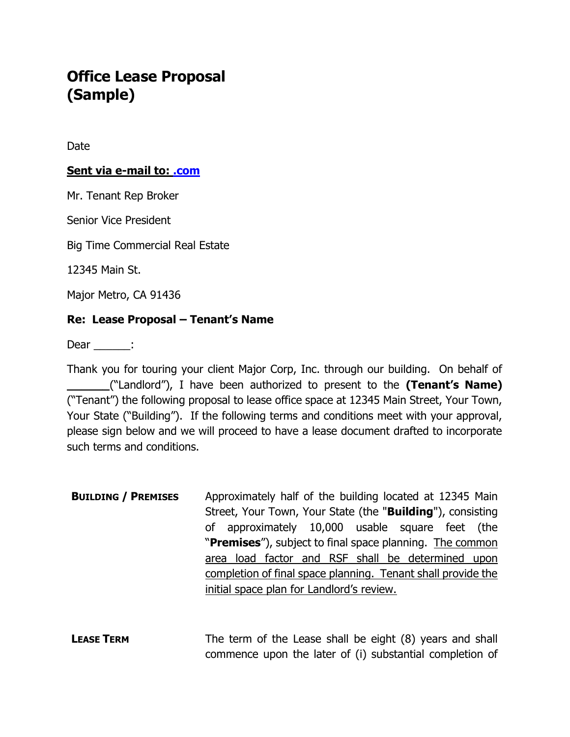# Office Lease Proposal (Sample)

Date

**Sent via e-mail to: .com**

Mr. Tenant Rep Broker

Senior Vice President

Big Time Commercial Real Estate

12345 Main St.

Major Metro, CA 91436

**Re: Lease Proposal – Tenant's Name**

Dear ______:

Thank you for touring your client Major Corp, Inc. through our building. On behalf of ______("Landlord"), I have been authorized to present to the **(Tenant's Name)** ("Tenant") the following proposal to lease office space at 12345 Main Street, Your Town, Your State ("Building"). If the following terms and conditions meet with your approval, please sign below and we will proceed to have a lease document drafted to incorporate such terms and conditions.

| | |
|---|---|
| **BUILDING / PREMISES** | Approximately half of the building located at 12345 Main Street, Your Town, Your State (the "**Building**"), consisting of approximately 10,000 usable square feet (the "**Premises**"), subject to final space planning. <u>The common area load factor and RSF shall be determined upon completion of final space planning. Tenant shall provide the initial space plan for Landlord's review.</u> |
| **LEASE TERM** | The term of the Lease shall be eight (8) years and shall commence upon the later of (i) substantial completion of |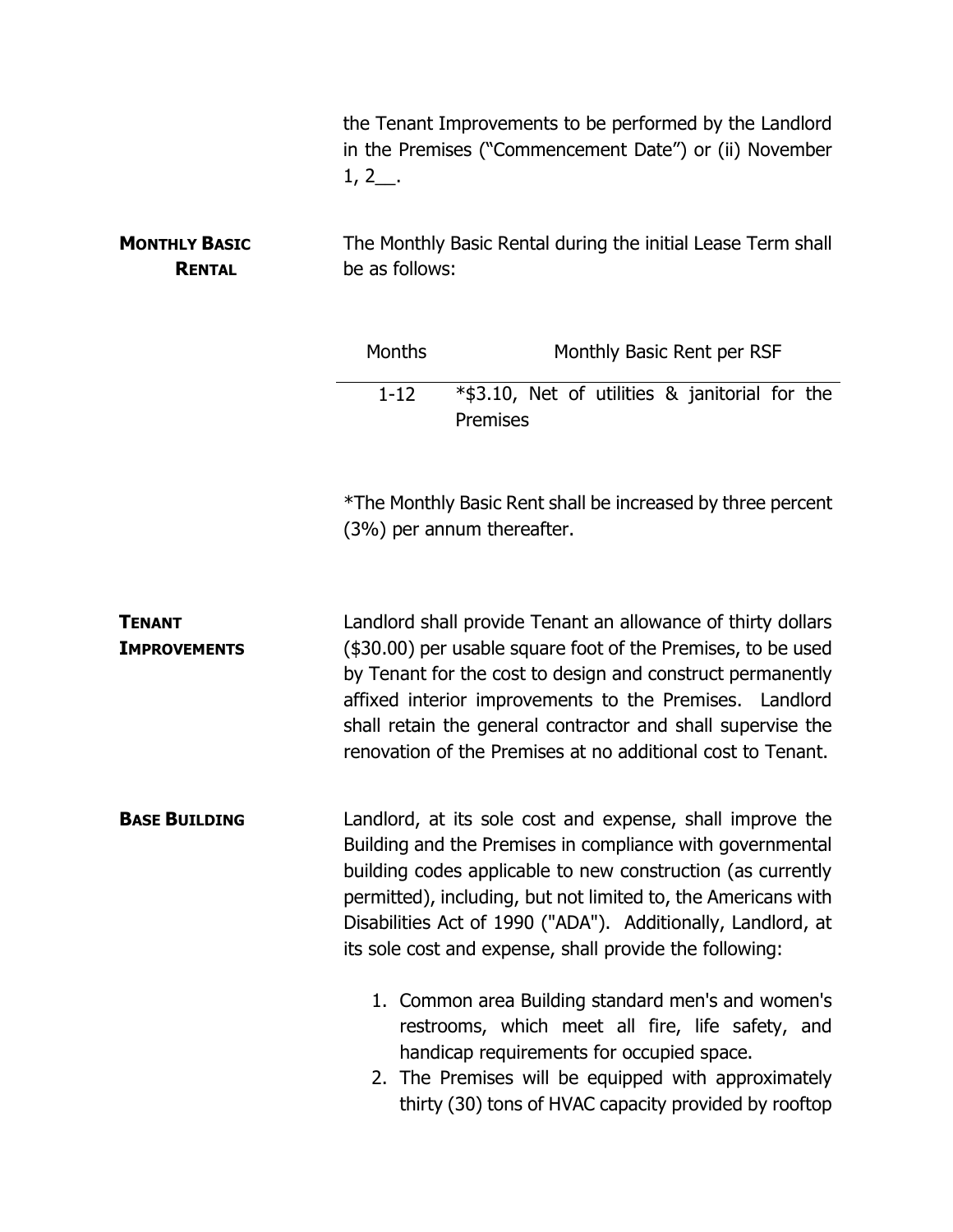the Tenant Improvements to be performed by the Landlord in the Premises ("Commencement Date") or (ii) November 1, 2__.

**MONTHLY BASIC RENTAL**

The Monthly Basic Rental during the initial Lease Term shall be as follows:

| Months | Monthly Basic Rent per RSF |
|---|---|
| 1-12 | *$3.10, Net of utilities & janitorial for the Premises |

*The Monthly Basic Rent shall be increased by three percent (3%) per annum thereafter.

**TENANT IMPROVEMENTS**

Landlord shall provide Tenant an allowance of thirty dollars ($30.00) per usable square foot of the Premises, to be used by Tenant for the cost to design and construct permanently affixed interior improvements to the Premises. Landlord shall retain the general contractor and shall supervise the renovation of the Premises at no additional cost to Tenant.

**BASE BUILDING**

Landlord, at its sole cost and expense, shall improve the Building and the Premises in compliance with governmental building codes applicable to new construction (as currently permitted), including, but not limited to, the Americans with Disabilities Act of 1990 ("ADA"). Additionally, Landlord, at its sole cost and expense, shall provide the following:

1. Common area Building standard men's and women's restrooms, which meet all fire, life safety, and handicap requirements for occupied space.
2. The Premises will be equipped with approximately thirty (30) tons of HVAC capacity provided by rooftop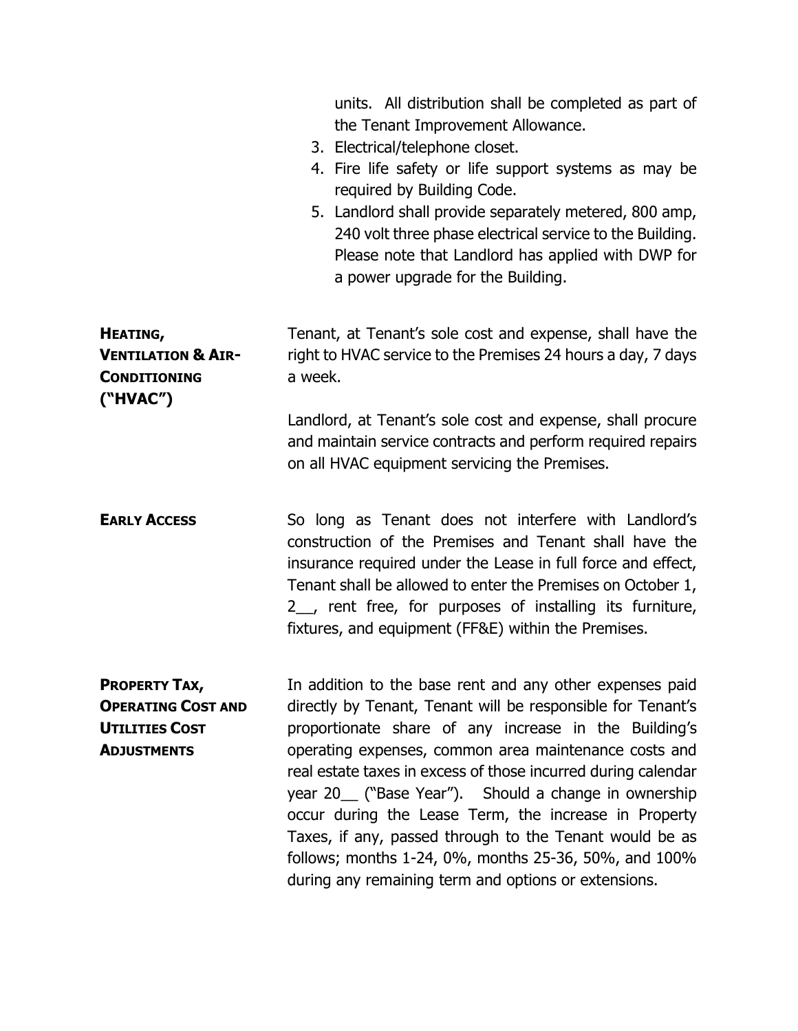units. All distribution shall be completed as part of the Tenant Improvement Allowance.

3. Electrical/telephone closet.
4. Fire life safety or life support systems as may be required by Building Code.
5. Landlord shall provide separately metered, 800 amp, 240 volt three phase electrical service to the Building. Please note that Landlord has applied with DWP for a power upgrade for the Building.

**HEATING, VENTILATION & AIR-CONDITIONING ("HVAC")**

Tenant, at Tenant's sole cost and expense, shall have the right to HVAC service to the Premises 24 hours a day, 7 days a week.

Landlord, at Tenant's sole cost and expense, shall procure and maintain service contracts and perform required repairs on all HVAC equipment servicing the Premises.

**EARLY ACCESS**

So long as Tenant does not interfere with Landlord's construction of the Premises and Tenant shall have the insurance required under the Lease in full force and effect, Tenant shall be allowed to enter the Premises on October 1, 2__, rent free, for purposes of installing its furniture, fixtures, and equipment (FF&E) within the Premises.

**PROPERTY TAX, OPERATING COST AND UTILITIES COST ADJUSTMENTS**

In addition to the base rent and any other expenses paid directly by Tenant, Tenant will be responsible for Tenant's proportionate share of any increase in the Building's operating expenses, common area maintenance costs and real estate taxes in excess of those incurred during calendar year 20__ ("Base Year"). Should a change in ownership occur during the Lease Term, the increase in Property Taxes, if any, passed through to the Tenant would be as follows; months 1-24, 0%, months 25-36, 50%, and 100% during any remaining term and options or extensions.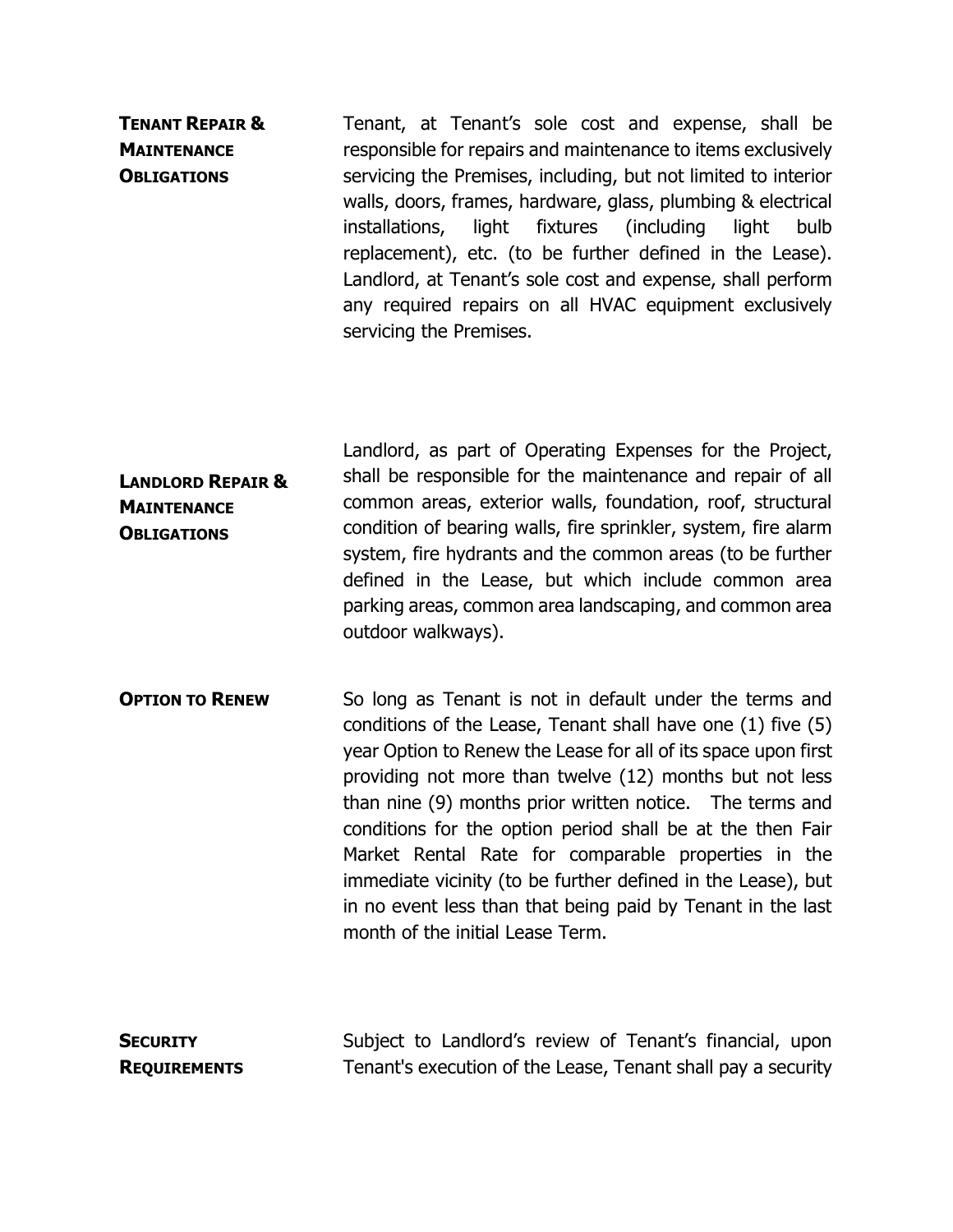**TENANT REPAIR & MAINTENANCE OBLIGATIONS**

Tenant, at Tenant's sole cost and expense, shall be responsible for repairs and maintenance to items exclusively servicing the Premises, including, but not limited to interior walls, doors, frames, hardware, glass, plumbing & electrical installations, light fixtures (including light bulb replacement), etc. (to be further defined in the Lease). Landlord, at Tenant's sole cost and expense, shall perform any required repairs on all HVAC equipment exclusively servicing the Premises.

**LANDLORD REPAIR & MAINTENANCE OBLIGATIONS**

Landlord, as part of Operating Expenses for the Project, shall be responsible for the maintenance and repair of all common areas, exterior walls, foundation, roof, structural condition of bearing walls, fire sprinkler, system, fire alarm system, fire hydrants and the common areas (to be further defined in the Lease, but which include common area parking areas, common area landscaping, and common area outdoor walkways).

**OPTION TO RENEW**

So long as Tenant is not in default under the terms and conditions of the Lease, Tenant shall have one (1) five (5) year Option to Renew the Lease for all of its space upon first providing not more than twelve (12) months but not less than nine (9) months prior written notice. The terms and conditions for the option period shall be at the then Fair Market Rental Rate for comparable properties in the immediate vicinity (to be further defined in the Lease), but in no event less than that being paid by Tenant in the last month of the initial Lease Term.

**SECURITY REQUIREMENTS**

Subject to Landlord's review of Tenant's financial, upon Tenant's execution of the Lease, Tenant shall pay a security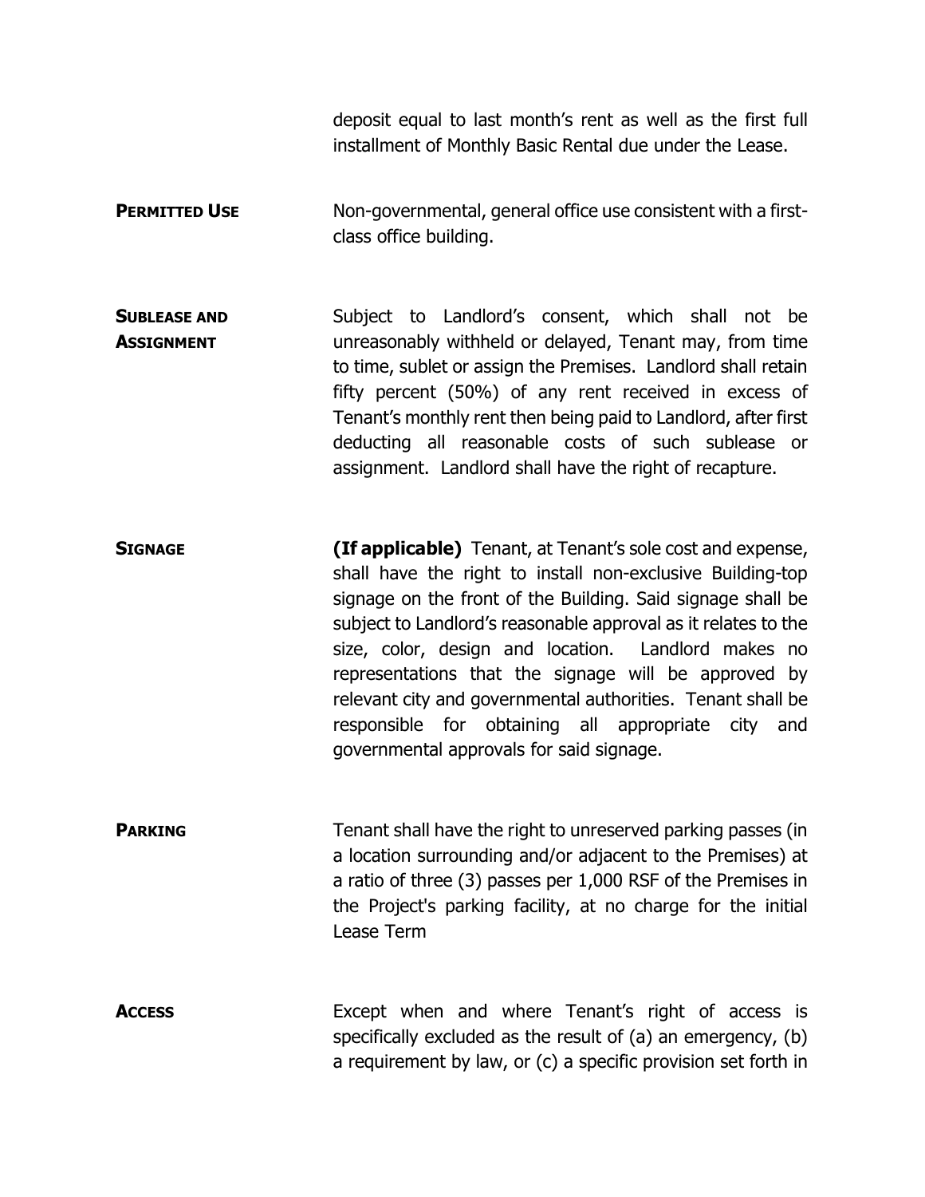deposit equal to last month's rent as well as the first full installment of Monthly Basic Rental due under the Lease.

**PERMITTED USE** Non-governmental, general office use consistent with a first-class office building.

**SUBLEASE AND ASSIGNMENT** Subject to Landlord's consent, which shall not be unreasonably withheld or delayed, Tenant may, from time to time, sublet or assign the Premises. Landlord shall retain fifty percent (50%) of any rent received in excess of Tenant's monthly rent then being paid to Landlord, after first deducting all reasonable costs of such sublease or assignment. Landlord shall have the right of recapture.

**SIGNAGE** **(If applicable)** Tenant, at Tenant's sole cost and expense, shall have the right to install non-exclusive Building-top signage on the front of the Building. Said signage shall be subject to Landlord's reasonable approval as it relates to the size, color, design and location. Landlord makes no representations that the signage will be approved by relevant city and governmental authorities. Tenant shall be responsible for obtaining all appropriate city and governmental approvals for said signage.

**PARKING** Tenant shall have the right to unreserved parking passes (in a location surrounding and/or adjacent to the Premises) at a ratio of three (3) passes per 1,000 RSF of the Premises in the Project's parking facility, at no charge for the initial Lease Term

**ACCESS** Except when and where Tenant's right of access is specifically excluded as the result of (a) an emergency, (b) a requirement by law, or (c) a specific provision set forth in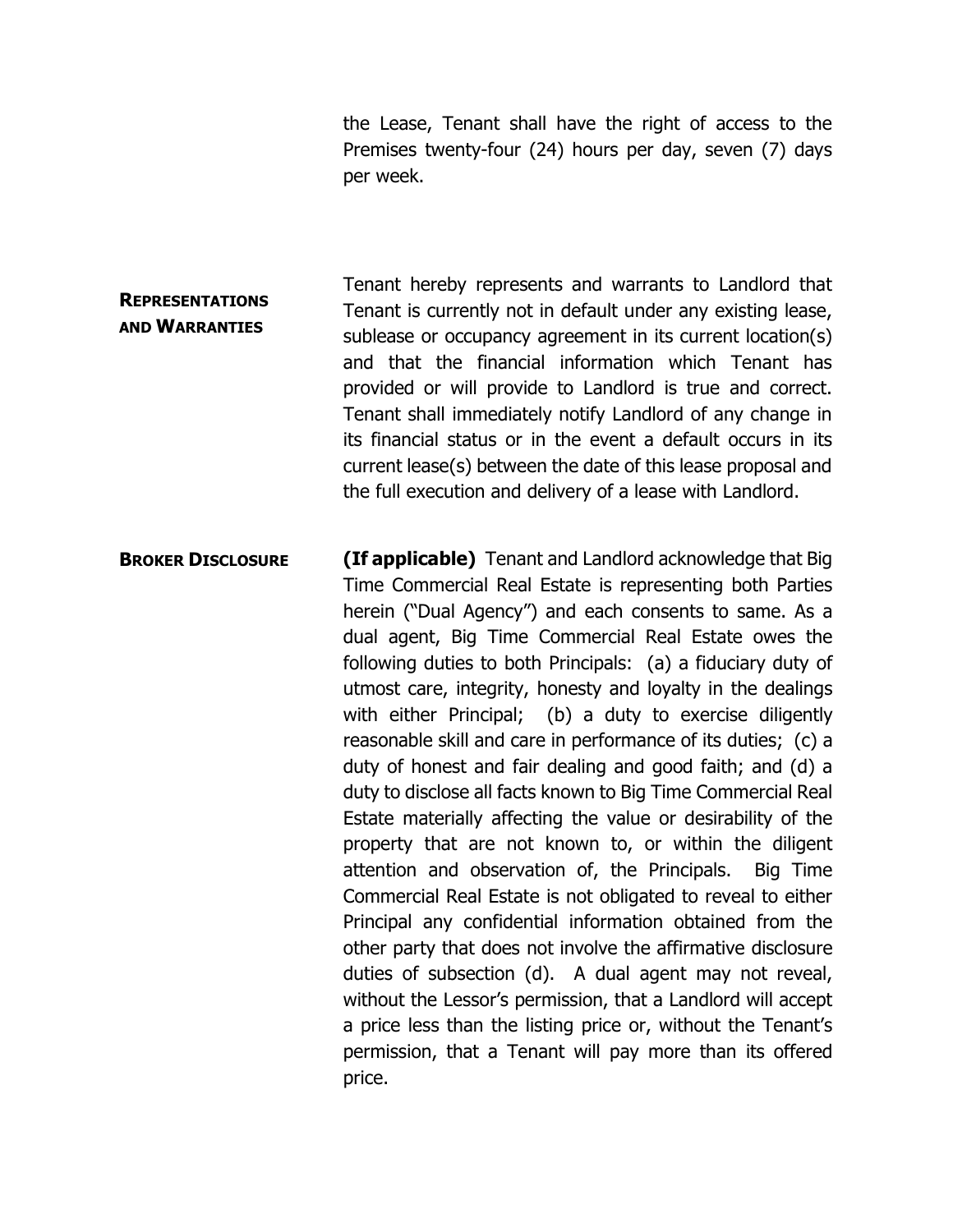the Lease, Tenant shall have the right of access to the Premises twenty-four (24) hours per day, seven (7) days per week.

**REPRESENTATIONS AND WARRANTIES**

Tenant hereby represents and warrants to Landlord that Tenant is currently not in default under any existing lease, sublease or occupancy agreement in its current location(s) and that the financial information which Tenant has provided or will provide to Landlord is true and correct. Tenant shall immediately notify Landlord of any change in its financial status or in the event a default occurs in its current lease(s) between the date of this lease proposal and the full execution and delivery of a lease with Landlord.

**BROKER DISCLOSURE**

**(If applicable)** Tenant and Landlord acknowledge that Big Time Commercial Real Estate is representing both Parties herein ("Dual Agency") and each consents to same. As a dual agent, Big Time Commercial Real Estate owes the following duties to both Principals: (a) a fiduciary duty of utmost care, integrity, honesty and loyalty in the dealings with either Principal; (b) a duty to exercise diligently reasonable skill and care in performance of its duties; (c) a duty of honest and fair dealing and good faith; and (d) a duty to disclose all facts known to Big Time Commercial Real Estate materially affecting the value or desirability of the property that are not known to, or within the diligent attention and observation of, the Principals. Big Time Commercial Real Estate is not obligated to reveal to either Principal any confidential information obtained from the other party that does not involve the affirmative disclosure duties of subsection (d). A dual agent may not reveal, without the Lessor's permission, that a Landlord will accept a price less than the listing price or, without the Tenant's permission, that a Tenant will pay more than its offered price.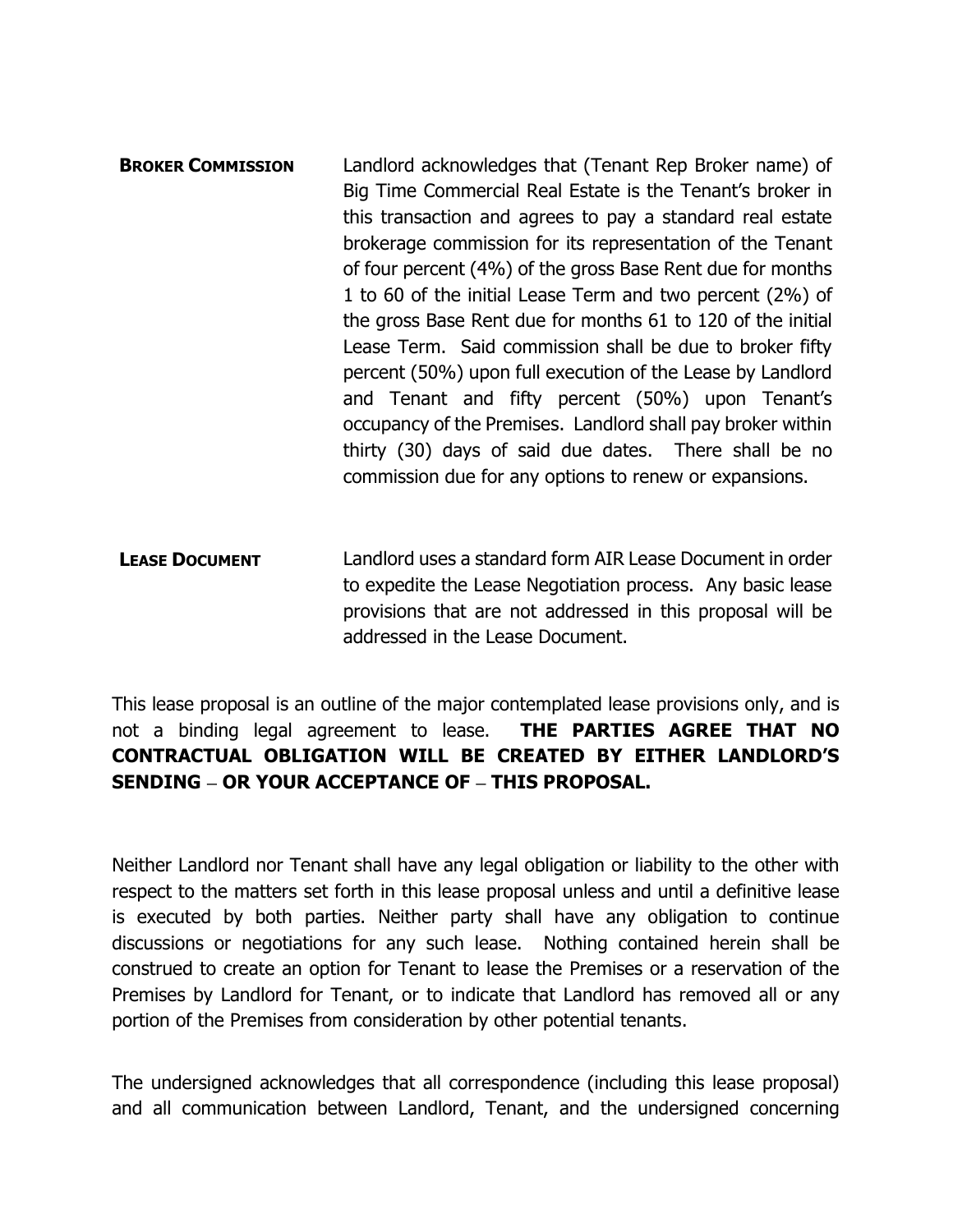**BROKER COMMISSION**

Landlord acknowledges that (Tenant Rep Broker name) of Big Time Commercial Real Estate is the Tenant's broker in this transaction and agrees to pay a standard real estate brokerage commission for its representation of the Tenant of four percent (4%) of the gross Base Rent due for months 1 to 60 of the initial Lease Term and two percent (2%) of the gross Base Rent due for months 61 to 120 of the initial Lease Term. Said commission shall be due to broker fifty percent (50%) upon full execution of the Lease by Landlord and Tenant and fifty percent (50%) upon Tenant's occupancy of the Premises. Landlord shall pay broker within thirty (30) days of said due dates. There shall be no commission due for any options to renew or expansions.

**LEASE DOCUMENT**

Landlord uses a standard form AIR Lease Document in order to expedite the Lease Negotiation process. Any basic lease provisions that are not addressed in this proposal will be addressed in the Lease Document.

This lease proposal is an outline of the major contemplated lease provisions only, and is not a binding legal agreement to lease. **THE PARTIES AGREE THAT NO CONTRACTUAL OBLIGATION WILL BE CREATED BY EITHER LANDLORD'S SENDING – OR YOUR ACCEPTANCE OF – THIS PROPOSAL.**

Neither Landlord nor Tenant shall have any legal obligation or liability to the other with respect to the matters set forth in this lease proposal unless and until a definitive lease is executed by both parties. Neither party shall have any obligation to continue discussions or negotiations for any such lease. Nothing contained herein shall be construed to create an option for Tenant to lease the Premises or a reservation of the Premises by Landlord for Tenant, or to indicate that Landlord has removed all or any portion of the Premises from consideration by other potential tenants.

The undersigned acknowledges that all correspondence (including this lease proposal) and all communication between Landlord, Tenant, and the undersigned concerning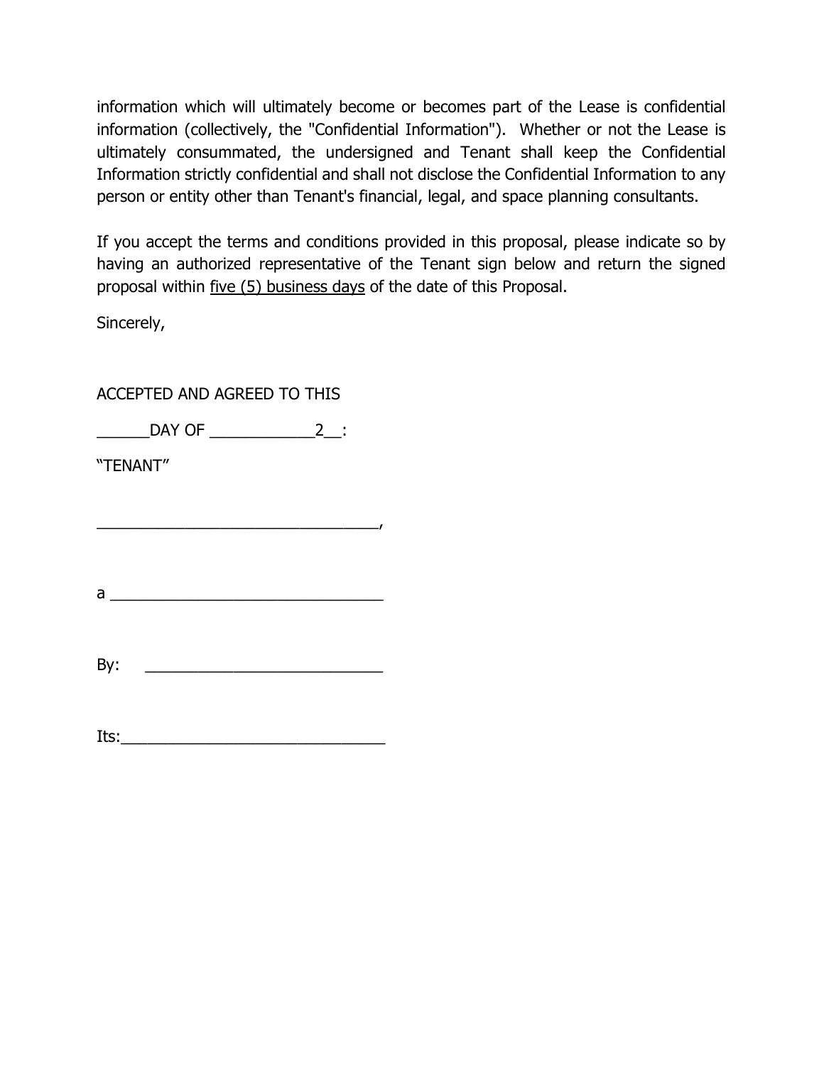information which will ultimately become or becomes part of the Lease is confidential information (collectively, the "Confidential Information"). Whether or not the Lease is ultimately consummated, the undersigned and Tenant shall keep the Confidential Information strictly confidential and shall not disclose the Confidential Information to any person or entity other than Tenant's financial, legal, and space planning consultants.

If you accept the terms and conditions provided in this proposal, please indicate so by having an authorized representative of the Tenant sign below and return the signed proposal within <u>five (5) business days</u> of the date of this Proposal.

Sincerely,

ACCEPTED AND AGREED TO THIS

______DAY OF ____________2__:

"TENANT"

_________________________________,

a _______________________________

By: ___________________________

Its:_______________________________